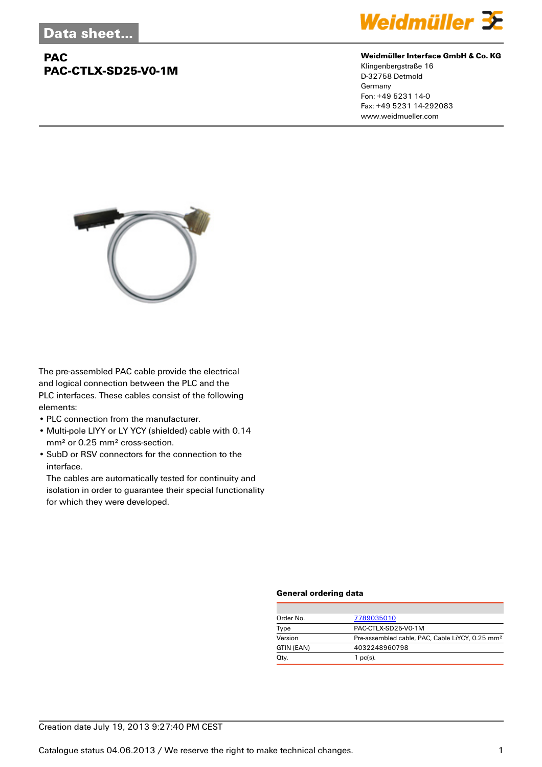Data sheet...

# PAC
# PAC-CTLX-SD25-V0-1M

**Weidmüller Interface GmbH & Co. KG**
Klingenbergstraße 16
D-32758 Detmold
Germany
Fon: +49 5231 14-0
Fax: +49 5231 14-292083
www.weidmueller.com

The pre-assembled PAC cable provide the electrical and logical connection between the PLC and the PLC interfaces. These cables consist of the following elements:

- PLC connection from the manufacturer.
- Multi-pole LIYY or LY YCY (shielded) cable with 0.14 mm² or 0.25 mm² cross-section.
- SubD or RSV connectors for the connection to the interface.
  The cables are automatically tested for continuity and isolation in order to guarantee their special functionality for which they were developed.

### General ordering data

| | |
|---|---|
| Order No. | 7789035010 |
| Type | PAC-CTLX-SD25-V0-1M |
| Version | Pre-assembled cable, PAC, Cable LiYCY, 0.25 mm² |
| GTIN (EAN) | 4032248960798 |
| Qty. | 1 pc(s). |

Creation date July 19, 2013 9:27:40 PM CEST

Catalogue status 04.06.2013 / We reserve the right to make technical changes.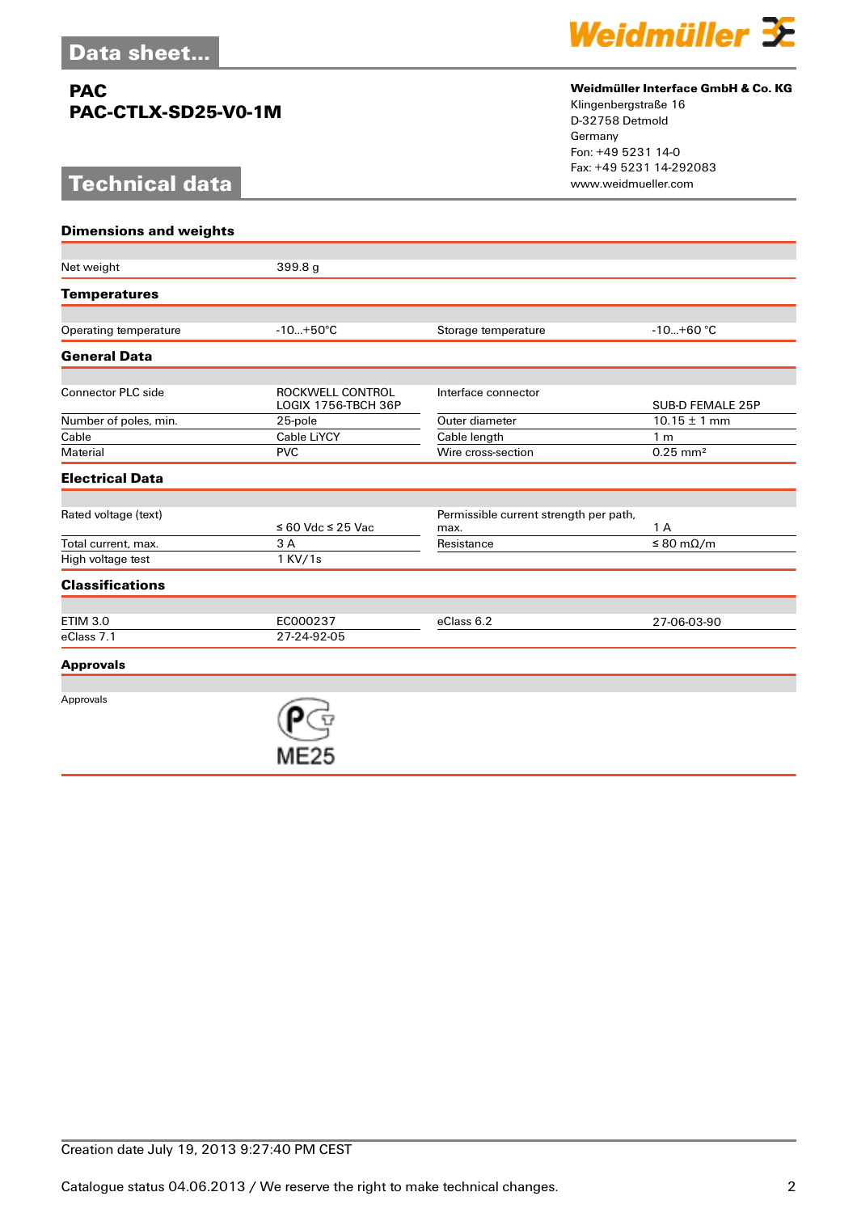Data sheet...

**PAC**
**PAC-CTLX-SD25-V0-1M**

**Weidmüller Interface GmbH & Co. KG**
Klingenbergstraße 16
D-32758 Detmold
Germany
Fon: +49 5231 14-0
Fax: +49 5231 14-292083
www.weidmueller.com

## Technical data

### Dimensions and weights

| | | | |
|---|---|---|---|
| Net weight | 399.8 g | | |

### Temperatures

| | | | |
|---|---|---|---|
| Operating temperature | -10...+50°C | Storage temperature | -10...+60 °C |

### General Data

| | | | |
|---|---|---|---|
| Connector PLC side | ROCKWELL CONTROL LOGIX 1756-TBCH 36P | Interface connector | SUB-D FEMALE 25P |
| Number of poles, min. | 25-pole | Outer diameter | 10.15 ± 1 mm |
| Cable | Cable LiYCY | Cable length | 1 m |
| Material | PVC | Wire cross-section | 0.25 mm² |

### Electrical Data

| | | | |
|---|---|---|---|
| Rated voltage (text) | ≤ 60 Vdc ≤ 25 Vac | Permissible current strength per path, max. | 1 A |
| Total current, max. | 3 A | Resistance | ≤ 80 mΩ/m |
| High voltage test | 1 KV/1s | | |

### Classifications

| | | | |
|---|---|---|---|
| ETIM 3.0 | EC000237 | eClass 6.2 | 27-06-03-90 |
| eClass 7.1 | 27-24-92-05 | | |

### Approvals

Approvals

ME25

Creation date July 19, 2013 9:27:40 PM CEST

Catalogue status 04.06.2013 / We reserve the right to make technical changes.